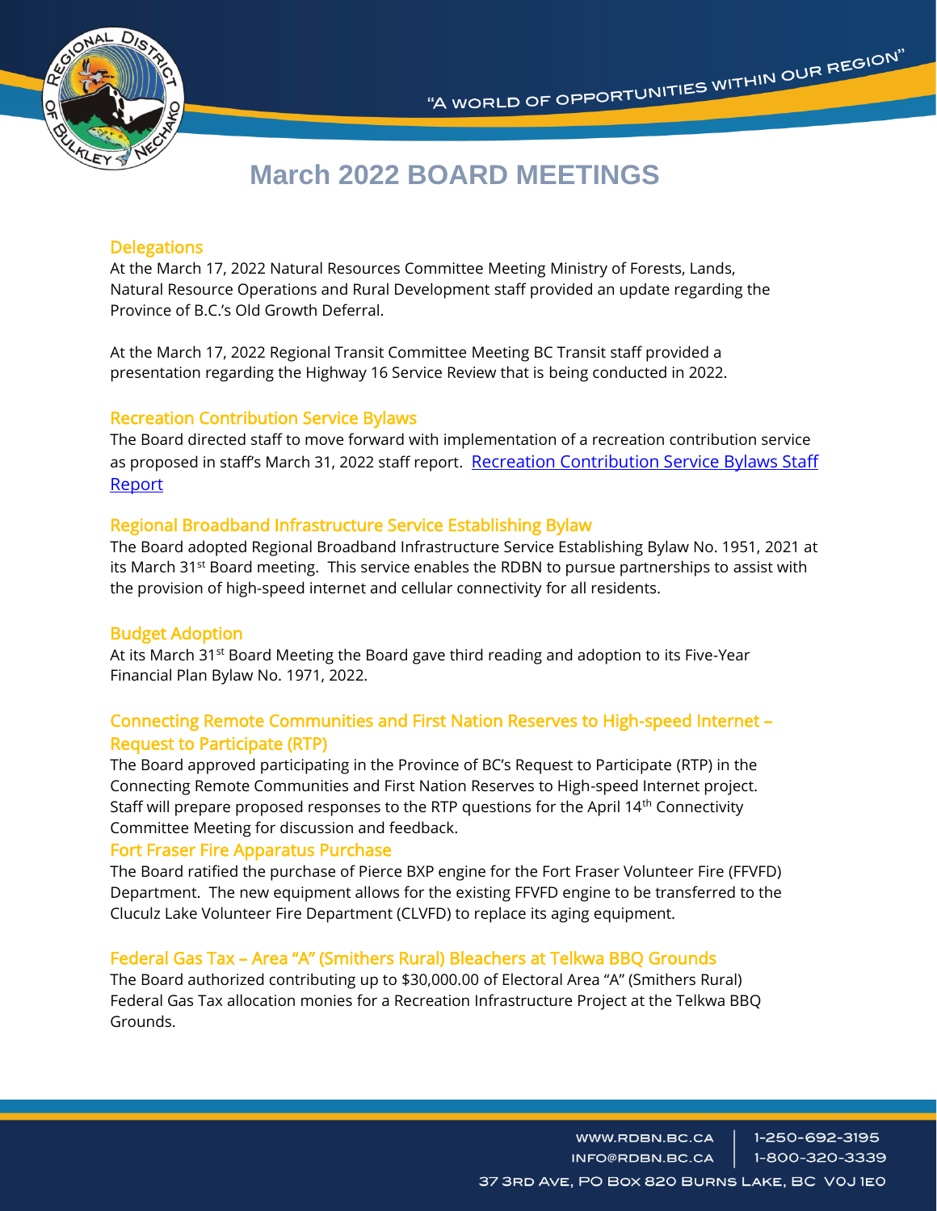# March 2022 BOARD MEETINGS

## Delegations

At the March 17, 2022 Natural Resources Committee Meeting Ministry of Forests, Lands, Natural Resource Operations and Rural Development staff provided an update regarding the Province of B.C.'s Old Growth Deferral.

At the March 17, 2022 Regional Transit Committee Meeting BC Transit staff provided a presentation regarding the Highway 16 Service Review that is being conducted in 2022.

## Recreation Contribution Service Bylaws

The Board directed staff to move forward with implementation of a recreation contribution service as proposed in staff's March 31, 2022 staff report. Recreation Contribution Service Bylaws Staff Report

## Regional Broadband Infrastructure Service Establishing Bylaw

The Board adopted Regional Broadband Infrastructure Service Establishing Bylaw No. 1951, 2021 at its March 31st Board meeting. This service enables the RDBN to pursue partnerships to assist with the provision of high-speed internet and cellular connectivity for all residents.

## Budget Adoption

At its March 31st Board Meeting the Board gave third reading and adoption to its Five-Year Financial Plan Bylaw No. 1971, 2022.

## Connecting Remote Communities and First Nation Reserves to High-speed Internet – Request to Participate (RTP)

The Board approved participating in the Province of BC's Request to Participate (RTP) in the Connecting Remote Communities and First Nation Reserves to High-speed Internet project. Staff will prepare proposed responses to the RTP questions for the April 14th Connectivity Committee Meeting for discussion and feedback.

## Fort Fraser Fire Apparatus Purchase

The Board ratified the purchase of Pierce BXP engine for the Fort Fraser Volunteer Fire (FFVFD) Department. The new equipment allows for the existing FFVFD engine to be transferred to the Cluculz Lake Volunteer Fire Department (CLVFD) to replace its aging equipment.

## Federal Gas Tax – Area "A" (Smithers Rural) Bleachers at Telkwa BBQ Grounds

The Board authorized contributing up to $30,000.00 of Electoral Area "A" (Smithers Rural) Federal Gas Tax allocation monies for a Recreation Infrastructure Project at the Telkwa BBQ Grounds.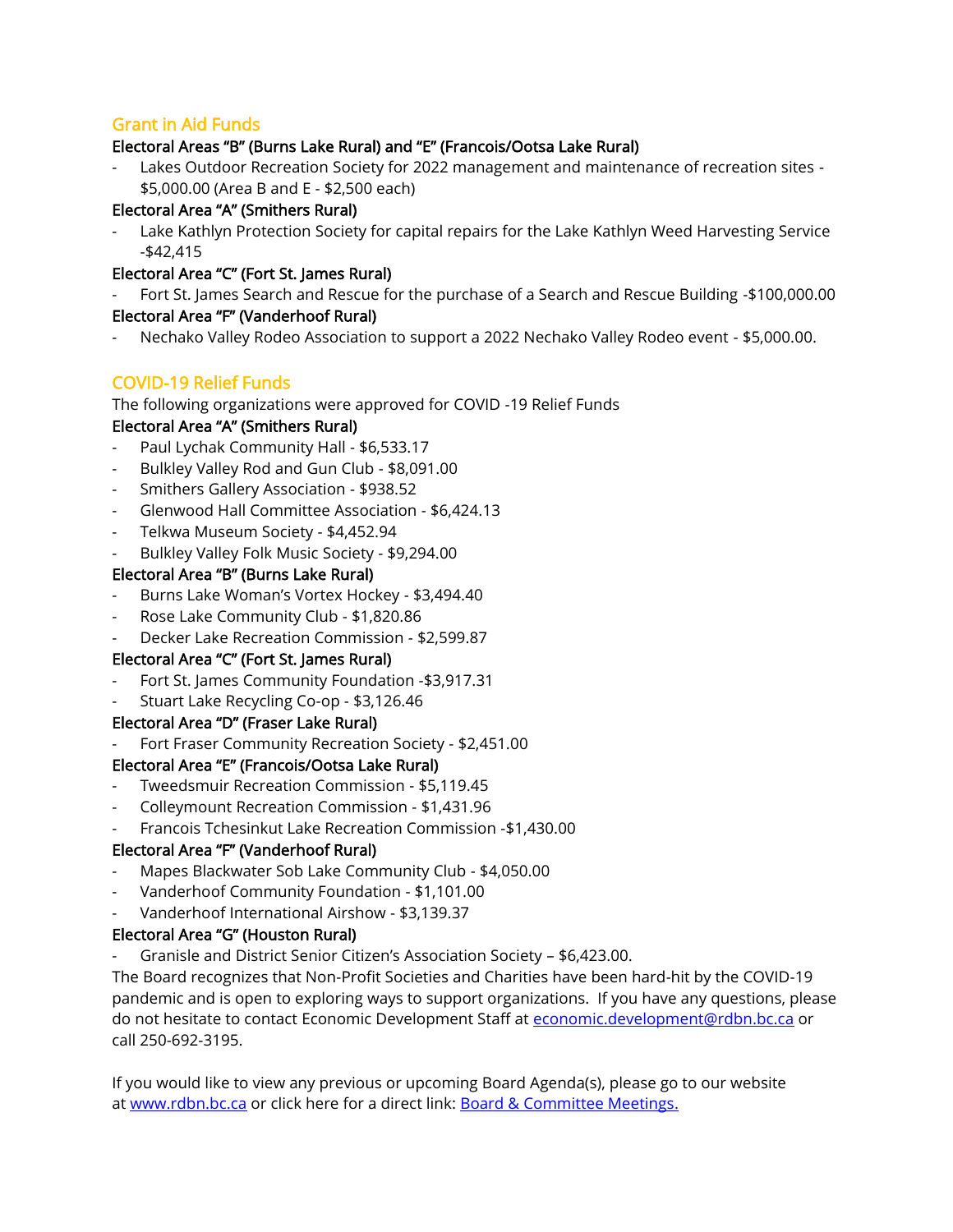## Grant in Aid Funds

**Electoral Areas "B" (Burns Lake Rural) and "E" (Francois/Ootsa Lake Rural)**

- Lakes Outdoor Recreation Society for 2022 management and maintenance of recreation sites - $5,000.00 (Area B and E - $2,500 each)

**Electoral Area "A" (Smithers Rural)**

- Lake Kathlyn Protection Society for capital repairs for the Lake Kathlyn Weed Harvesting Service -$42,415

**Electoral Area "C" (Fort St. James Rural)**

- Fort St. James Search and Rescue for the purchase of a Search and Rescue Building -$100,000.00

**Electoral Area "F" (Vanderhoof Rural)**

- Nechako Valley Rodeo Association to support a 2022 Nechako Valley Rodeo event - $5,000.00.

## COVID-19 Relief Funds

The following organizations were approved for COVID -19 Relief Funds

**Electoral Area "A" (Smithers Rural)**

- Paul Lychak Community Hall - $6,533.17
- Bulkley Valley Rod and Gun Club - $8,091.00
- Smithers Gallery Association - $938.52
- Glenwood Hall Committee Association - $6,424.13
- Telkwa Museum Society - $4,452.94
- Bulkley Valley Folk Music Society - $9,294.00

**Electoral Area "B" (Burns Lake Rural)**

- Burns Lake Woman's Vortex Hockey - $3,494.40
- Rose Lake Community Club - $1,820.86
- Decker Lake Recreation Commission - $2,599.87

**Electoral Area "C" (Fort St. James Rural)**

- Fort St. James Community Foundation -$3,917.31
- Stuart Lake Recycling Co-op - $3,126.46

**Electoral Area "D" (Fraser Lake Rural)**

- Fort Fraser Community Recreation Society - $2,451.00

**Electoral Area "E" (Francois/Ootsa Lake Rural)**

- Tweedsmuir Recreation Commission - $5,119.45
- Colleymount Recreation Commission - $1,431.96
- Francois Tchesinkut Lake Recreation Commission -$1,430.00

**Electoral Area "F" (Vanderhoof Rural)**

- Mapes Blackwater Sob Lake Community Club - $4,050.00
- Vanderhoof Community Foundation - $1,101.00
- Vanderhoof International Airshow - $3,139.37

**Electoral Area "G" (Houston Rural)**

- Granisle and District Senior Citizen's Association Society – $6,423.00.

The Board recognizes that Non-Profit Societies and Charities have been hard-hit by the COVID-19 pandemic and is open to exploring ways to support organizations. If you have any questions, please do not hesitate to contact Economic Development Staff at economic.development@rdbn.bc.ca or call 250-692-3195.

If you would like to view any previous or upcoming Board Agenda(s), please go to our website at www.rdbn.bc.ca or click here for a direct link: Board & Committee Meetings.